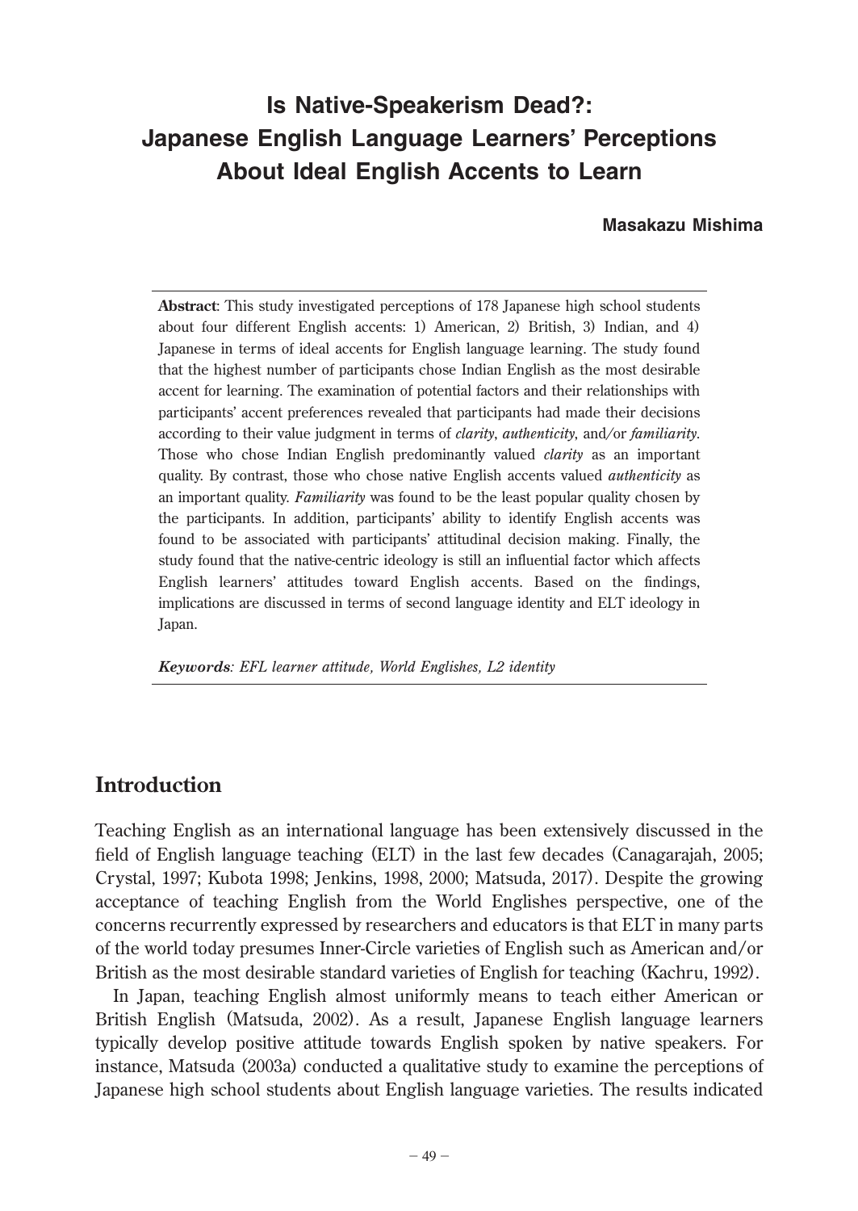# Is Native-Speakerism Dead?: Japanese English Language Learners' Perceptions About Ideal English Accents to Learn

**Masakazu Mishima**

**Abstract**: This study investigated perceptions of 178 Japanese high school students about four different English accents: 1) American, 2) British, 3) Indian, and 4) Japanese in terms of ideal accents for English language learning. The study found that the highest number of participants chose Indian English as the most desirable accent for learning. The examination of potential factors and their relationships with participants' accent preferences revealed that participants had made their decisions according to their value judgment in terms of *clarity*, *authenticity*, and/or *familiarity*. Those who chose Indian English predominantly valued *clarity* as an important quality. By contrast, those who chose native English accents valued *authenticity* as an important quality. *Familiarity* was found to be the least popular quality chosen by the participants. In addition, participants' ability to identify English accents was found to be associated with participants' attitudinal decision making. Finally, the study found that the native-centric ideology is still an influential factor which affects English learners' attitudes toward English accents. Based on the findings, implications are discussed in terms of second language identity and ELT ideology in Japan.

***Keywords***: *EFL learner attitude, World Englishes, L2 identity*

## Introduction

Teaching English as an international language has been extensively discussed in the field of English language teaching (ELT) in the last few decades (Canagarajah, 2005; Crystal, 1997; Kubota 1998; Jenkins, 1998, 2000; Matsuda, 2017). Despite the growing acceptance of teaching English from the World Englishes perspective, one of the concerns recurrently expressed by researchers and educators is that ELT in many parts of the world today presumes Inner-Circle varieties of English such as American and/or British as the most desirable standard varieties of English for teaching (Kachru, 1992).

In Japan, teaching English almost uniformly means to teach either American or British English (Matsuda, 2002). As a result, Japanese English language learners typically develop positive attitude towards English spoken by native speakers. For instance, Matsuda (2003a) conducted a qualitative study to examine the perceptions of Japanese high school students about English language varieties. The results indicated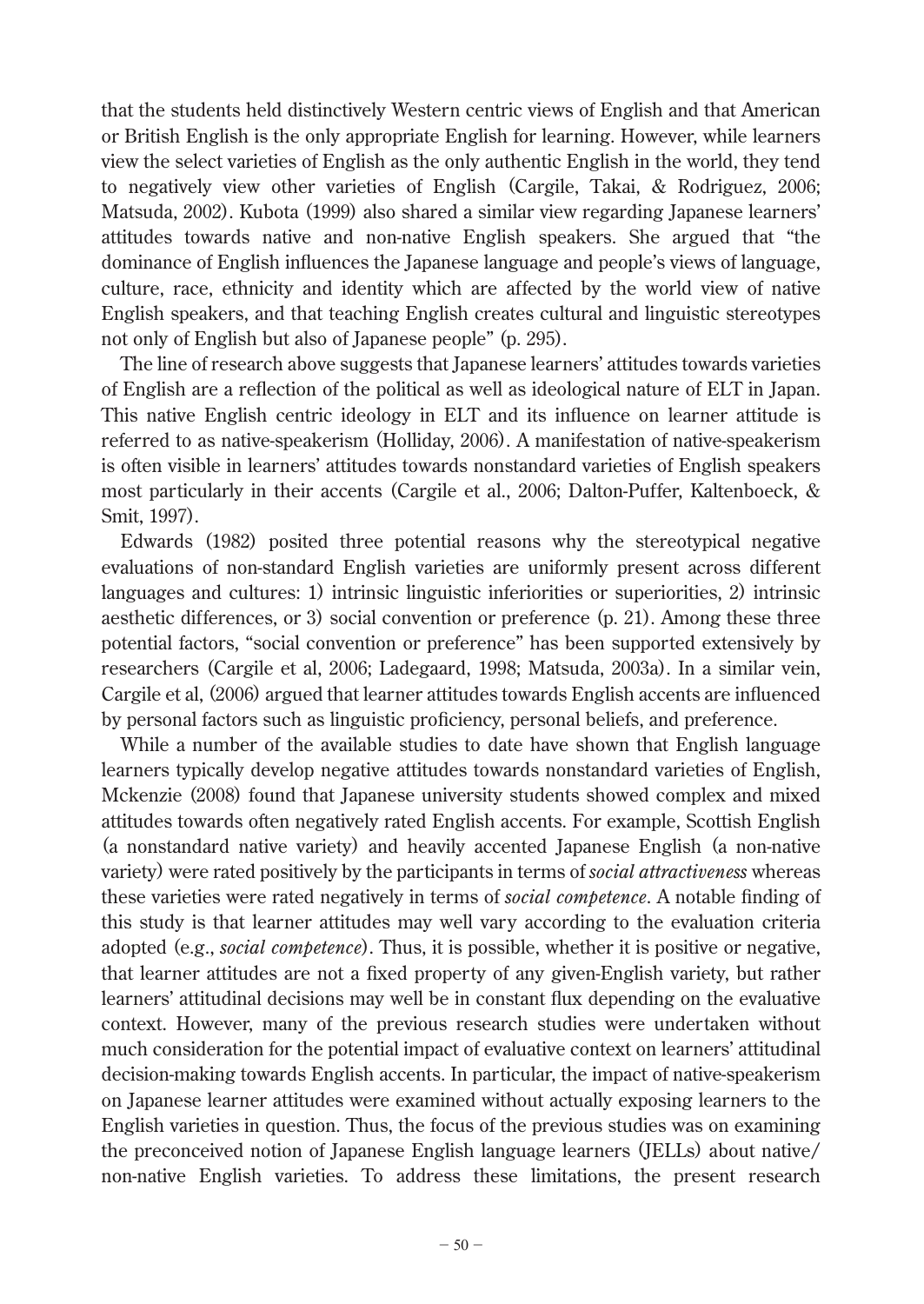that the students held distinctively Western centric views of English and that American or British English is the only appropriate English for learning. However, while learners view the select varieties of English as the only authentic English in the world, they tend to negatively view other varieties of English (Cargile, Takai, & Rodriguez, 2006; Matsuda, 2002). Kubota (1999) also shared a similar view regarding Japanese learners' attitudes towards native and non-native English speakers. She argued that "the dominance of English influences the Japanese language and people's views of language, culture, race, ethnicity and identity which are affected by the world view of native English speakers, and that teaching English creates cultural and linguistic stereotypes not only of English but also of Japanese people" (p. 295).

The line of research above suggests that Japanese learners' attitudes towards varieties of English are a reflection of the political as well as ideological nature of ELT in Japan. This native English centric ideology in ELT and its influence on learner attitude is referred to as native-speakerism (Holliday, 2006). A manifestation of native-speakerism is often visible in learners' attitudes towards nonstandard varieties of English speakers most particularly in their accents (Cargile et al., 2006; Dalton-Puffer, Kaltenboeck, & Smit, 1997).

Edwards (1982) posited three potential reasons why the stereotypical negative evaluations of non-standard English varieties are uniformly present across different languages and cultures: 1) intrinsic linguistic inferiorities or superiorities, 2) intrinsic aesthetic differences, or 3) social convention or preference (p. 21). Among these three potential factors, "social convention or preference" has been supported extensively by researchers (Cargile et al, 2006; Ladegaard, 1998; Matsuda, 2003a). In a similar vein, Cargile et al, (2006) argued that learner attitudes towards English accents are influenced by personal factors such as linguistic proficiency, personal beliefs, and preference.

While a number of the available studies to date have shown that English language learners typically develop negative attitudes towards nonstandard varieties of English, Mckenzie (2008) found that Japanese university students showed complex and mixed attitudes towards often negatively rated English accents. For example, Scottish English (a nonstandard native variety) and heavily accented Japanese English (a non-native variety) were rated positively by the participants in terms of *social attractiveness* whereas these varieties were rated negatively in terms of *social competence*. A notable finding of this study is that learner attitudes may well vary according to the evaluation criteria adopted (e.g., *social competence*). Thus, it is possible, whether it is positive or negative, that learner attitudes are not a fixed property of any given-English variety, but rather learners' attitudinal decisions may well be in constant flux depending on the evaluative context. However, many of the previous research studies were undertaken without much consideration for the potential impact of evaluative context on learners' attitudinal decision-making towards English accents. In particular, the impact of native-speakerism on Japanese learner attitudes were examined without actually exposing learners to the English varieties in question. Thus, the focus of the previous studies was on examining the preconceived notion of Japanese English language learners (JELLs) about native/non-native English varieties. To address these limitations, the present research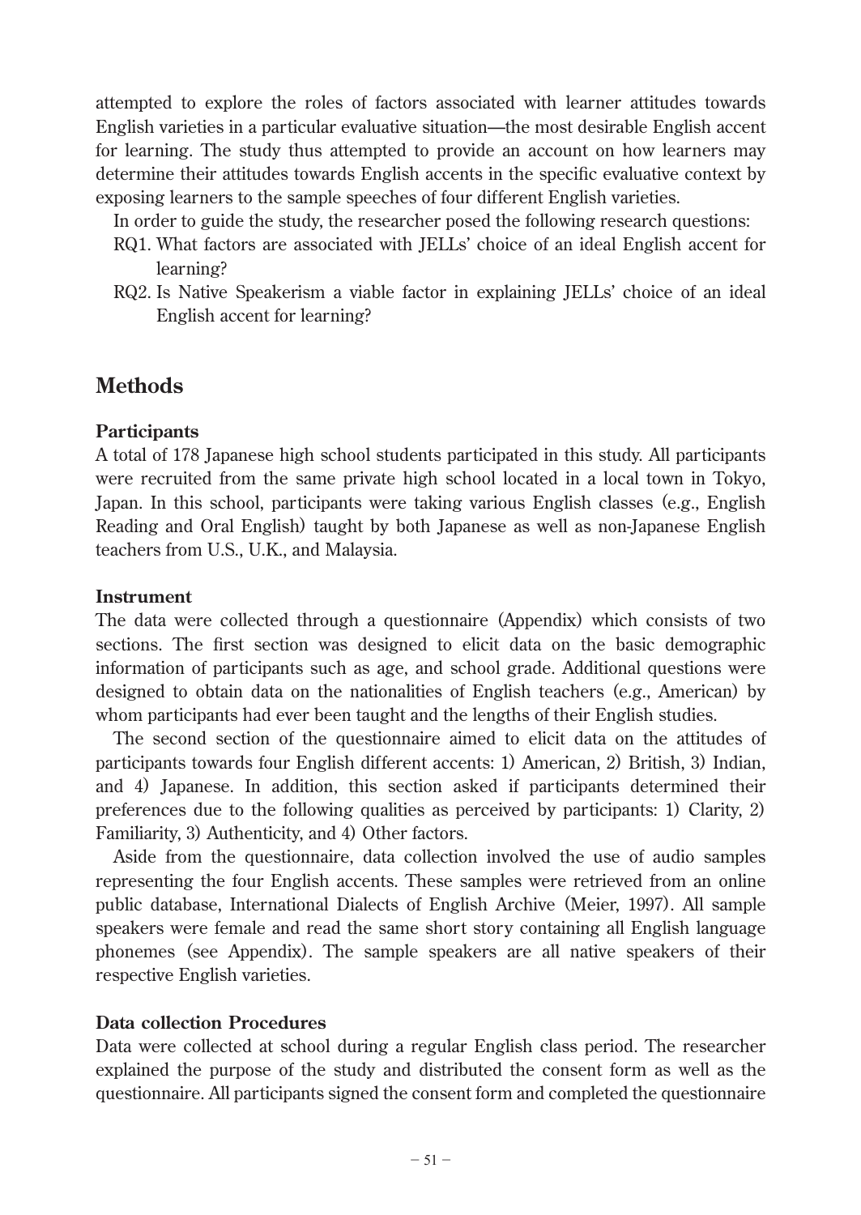attempted to explore the roles of factors associated with learner attitudes towards English varieties in a particular evaluative situation—the most desirable English accent for learning. The study thus attempted to provide an account on how learners may determine their attitudes towards English accents in the specific evaluative context by exposing learners to the sample speeches of four different English varieties.

In order to guide the study, the researcher posed the following research questions:

RQ1. What factors are associated with JELLs' choice of an ideal English accent for learning?

RQ2. Is Native Speakerism a viable factor in explaining JELLs' choice of an ideal English accent for learning?

## Methods

### Participants

A total of 178 Japanese high school students participated in this study. All participants were recruited from the same private high school located in a local town in Tokyo, Japan. In this school, participants were taking various English classes (e.g., English Reading and Oral English) taught by both Japanese as well as non-Japanese English teachers from U.S., U.K., and Malaysia.

### Instrument

The data were collected through a questionnaire (Appendix) which consists of two sections. The first section was designed to elicit data on the basic demographic information of participants such as age, and school grade. Additional questions were designed to obtain data on the nationalities of English teachers (e.g., American) by whom participants had ever been taught and the lengths of their English studies.

The second section of the questionnaire aimed to elicit data on the attitudes of participants towards four English different accents: 1) American, 2) British, 3) Indian, and 4) Japanese. In addition, this section asked if participants determined their preferences due to the following qualities as perceived by participants: 1) Clarity, 2) Familiarity, 3) Authenticity, and 4) Other factors.

Aside from the questionnaire, data collection involved the use of audio samples representing the four English accents. These samples were retrieved from an online public database, International Dialects of English Archive (Meier, 1997). All sample speakers were female and read the same short story containing all English language phonemes (see Appendix). The sample speakers are all native speakers of their respective English varieties.

### Data collection Procedures

Data were collected at school during a regular English class period. The researcher explained the purpose of the study and distributed the consent form as well as the questionnaire. All participants signed the consent form and completed the questionnaire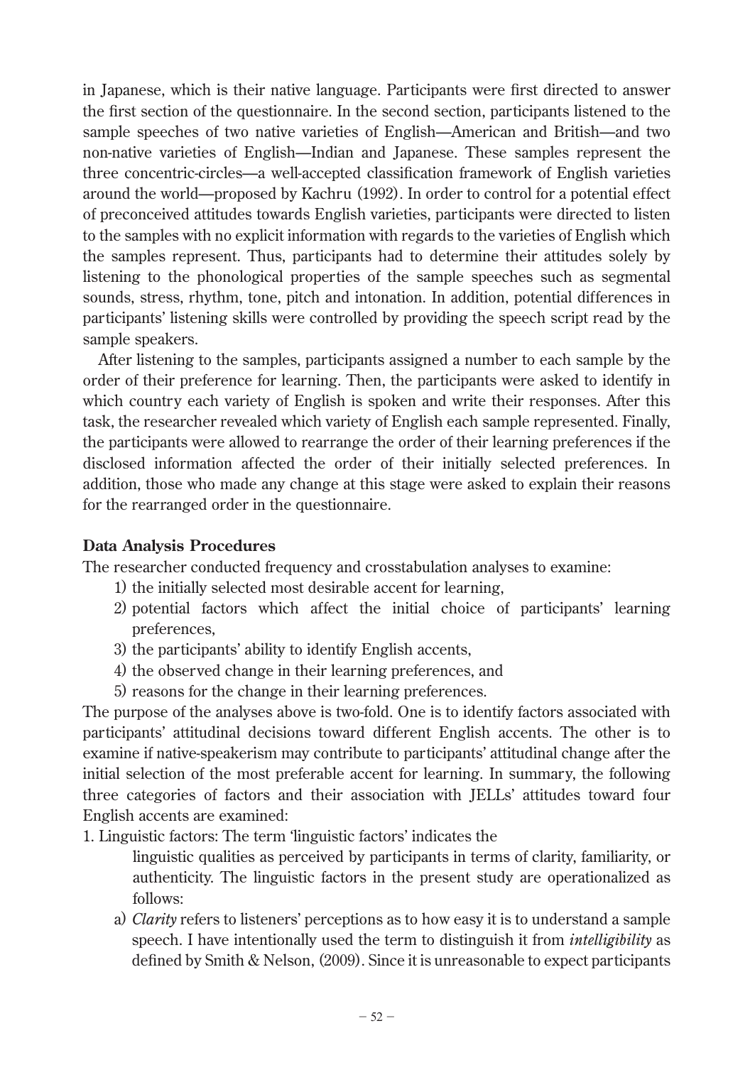in Japanese, which is their native language. Participants were first directed to answer the first section of the questionnaire. In the second section, participants listened to the sample speeches of two native varieties of English—American and British—and two non-native varieties of English—Indian and Japanese. These samples represent the three concentric-circles—a well-accepted classification framework of English varieties around the world—proposed by Kachru (1992). In order to control for a potential effect of preconceived attitudes towards English varieties, participants were directed to listen to the samples with no explicit information with regards to the varieties of English which the samples represent. Thus, participants had to determine their attitudes solely by listening to the phonological properties of the sample speeches such as segmental sounds, stress, rhythm, tone, pitch and intonation. In addition, potential differences in participants' listening skills were controlled by providing the speech script read by the sample speakers.

After listening to the samples, participants assigned a number to each sample by the order of their preference for learning. Then, the participants were asked to identify in which country each variety of English is spoken and write their responses. After this task, the researcher revealed which variety of English each sample represented. Finally, the participants were allowed to rearrange the order of their learning preferences if the disclosed information affected the order of their initially selected preferences. In addition, those who made any change at this stage were asked to explain their reasons for the rearranged order in the questionnaire.

**Data Analysis Procedures**

The researcher conducted frequency and crosstabulation analyses to examine:

1) the initially selected most desirable accent for learning,
2) potential factors which affect the initial choice of participants' learning preferences,
3) the participants' ability to identify English accents,
4) the observed change in their learning preferences, and
5) reasons for the change in their learning preferences.

The purpose of the analyses above is two-fold. One is to identify factors associated with participants' attitudinal decisions toward different English accents. The other is to examine if native-speakerism may contribute to participants' attitudinal change after the initial selection of the most preferable accent for learning. In summary, the following three categories of factors and their association with JELLs' attitudes toward four English accents are examined:

1. Linguistic factors: The term 'linguistic factors' indicates the linguistic qualities as perceived by participants in terms of clarity, familiarity, or authenticity. The linguistic factors in the present study are operationalized as follows:
   a) *Clarity* refers to listeners' perceptions as to how easy it is to understand a sample speech. I have intentionally used the term to distinguish it from *intelligibility* as defined by Smith & Nelson, (2009). Since it is unreasonable to expect participants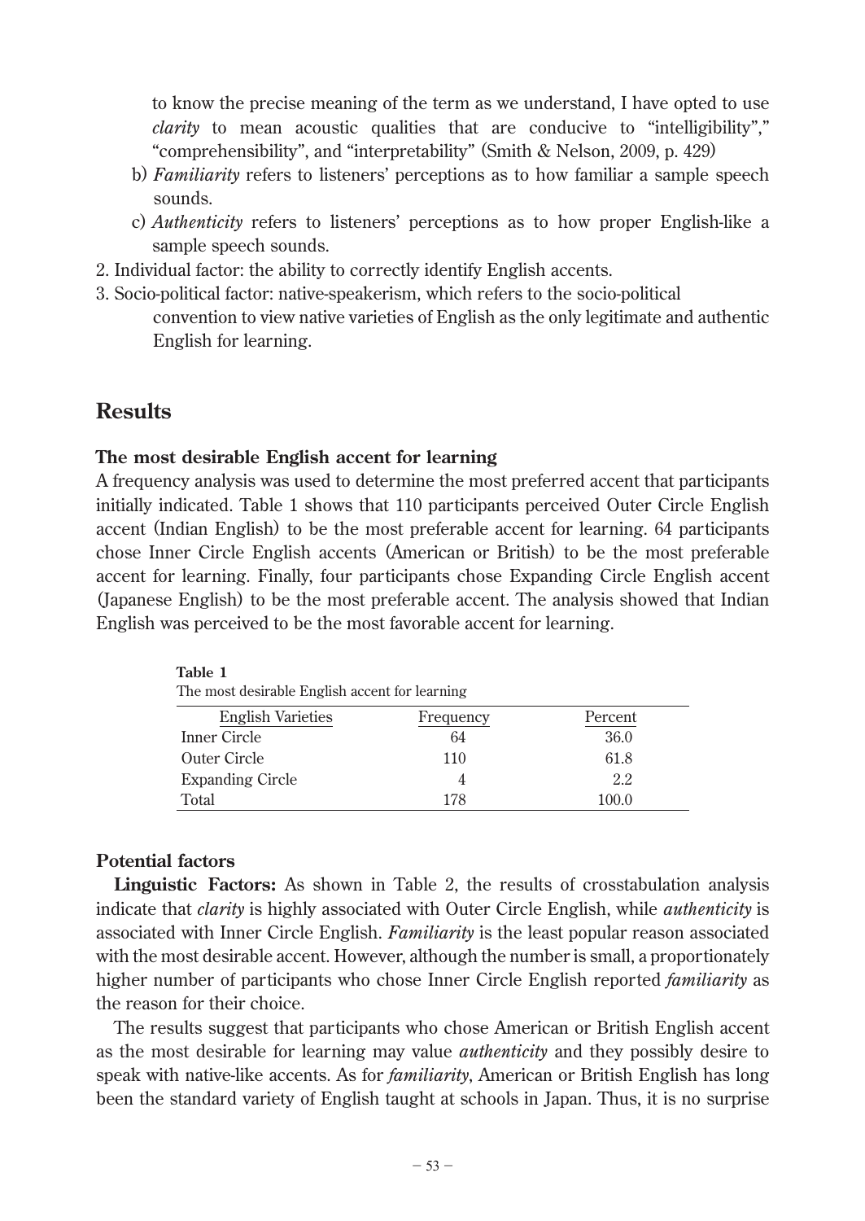to know the precise meaning of the term as we understand, I have opted to use *clarity* to mean acoustic qualities that are conducive to "intelligibility"," "comprehensibility", and "interpretability" (Smith & Nelson, 2009, p. 429)

b) *Familiarity* refers to listeners' perceptions as to how familiar a sample speech sounds.

c) *Authenticity* refers to listeners' perceptions as to how proper English-like a sample speech sounds.

2. Individual factor: the ability to correctly identify English accents.
3. Socio-political factor: native-speakerism, which refers to the socio-political convention to view native varieties of English as the only legitimate and authentic English for learning.

## Results

### The most desirable English accent for learning

A frequency analysis was used to determine the most preferred accent that participants initially indicated. Table 1 shows that 110 participants perceived Outer Circle English accent (Indian English) to be the most preferable accent for learning. 64 participants chose Inner Circle English accents (American or British) to be the most preferable accent for learning. Finally, four participants chose Expanding Circle English accent (Japanese English) to be the most preferable accent. The analysis showed that Indian English was perceived to be the most favorable accent for learning.

**Table 1**
The most desirable English accent for learning

| English Varieties | Frequency | Percent |
| --- | --- | --- |
| Inner Circle | 64 | 36.0 |
| Outer Circle | 110 | 61.8 |
| Expanding Circle | 4 | 2.2 |
| Total | 178 | 100.0 |

### Potential factors

**Linguistic Factors:** As shown in Table 2, the results of crosstabulation analysis indicate that *clarity* is highly associated with Outer Circle English, while *authenticity* is associated with Inner Circle English. *Familiarity* is the least popular reason associated with the most desirable accent. However, although the number is small, a proportionately higher number of participants who chose Inner Circle English reported *familiarity* as the reason for their choice.

The results suggest that participants who chose American or British English accent as the most desirable for learning may value *authenticity* and they possibly desire to speak with native-like accents. As for *familiarity*, American or British English has long been the standard variety of English taught at schools in Japan. Thus, it is no surprise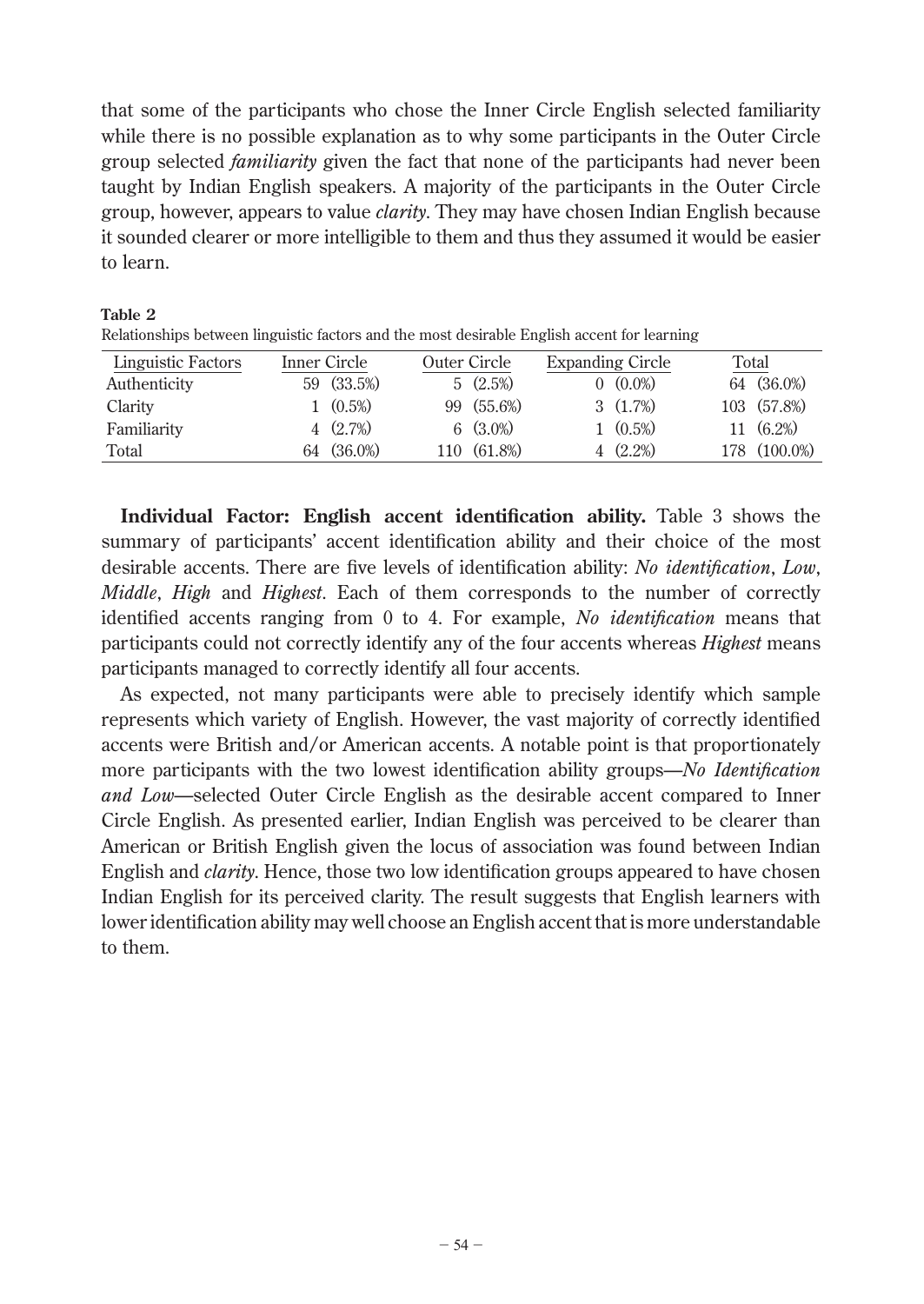that some of the participants who chose the Inner Circle English selected familiarity while there is no possible explanation as to why some participants in the Outer Circle group selected *familiarity* given the fact that none of the participants had never been taught by Indian English speakers. A majority of the participants in the Outer Circle group, however, appears to value *clarity*. They may have chosen Indian English because it sounded clearer or more intelligible to them and thus they assumed it would be easier to learn.

**Table 2**

Relationships between linguistic factors and the most desirable English accent for learning

| Linguistic Factors | Inner Circle | Outer Circle | Expanding Circle | Total |
|---|---|---|---|---|
| Authenticity | 59 (33.5%) | 5 (2.5%) | 0 (0.0%) | 64 (36.0%) |
| Clarity | 1 (0.5%) | 99 (55.6%) | 3 (1.7%) | 103 (57.8%) |
| Familiarity | 4 (2.7%) | 6 (3.0%) | 1 (0.5%) | 11 (6.2%) |
| Total | 64 (36.0%) | 110 (61.8%) | 4 (2.2%) | 178 (100.0%) |

**Individual Factor: English accent identification ability.** Table 3 shows the summary of participants' accent identification ability and their choice of the most desirable accents. There are five levels of identification ability: *No identification*, *Low*, *Middle*, *High* and *Highest*. Each of them corresponds to the number of correctly identified accents ranging from 0 to 4. For example, *No identification* means that participants could not correctly identify any of the four accents whereas *Highest* means participants managed to correctly identify all four accents.

As expected, not many participants were able to precisely identify which sample represents which variety of English. However, the vast majority of correctly identified accents were British and/or American accents. A notable point is that proportionately more participants with the two lowest identification ability groups—*No Identification and Low*—selected Outer Circle English as the desirable accent compared to Inner Circle English. As presented earlier, Indian English was perceived to be clearer than American or British English given the locus of association was found between Indian English and *clarity*. Hence, those two low identification groups appeared to have chosen Indian English for its perceived clarity. The result suggests that English learners with lower identification ability may well choose an English accent that is more understandable to them.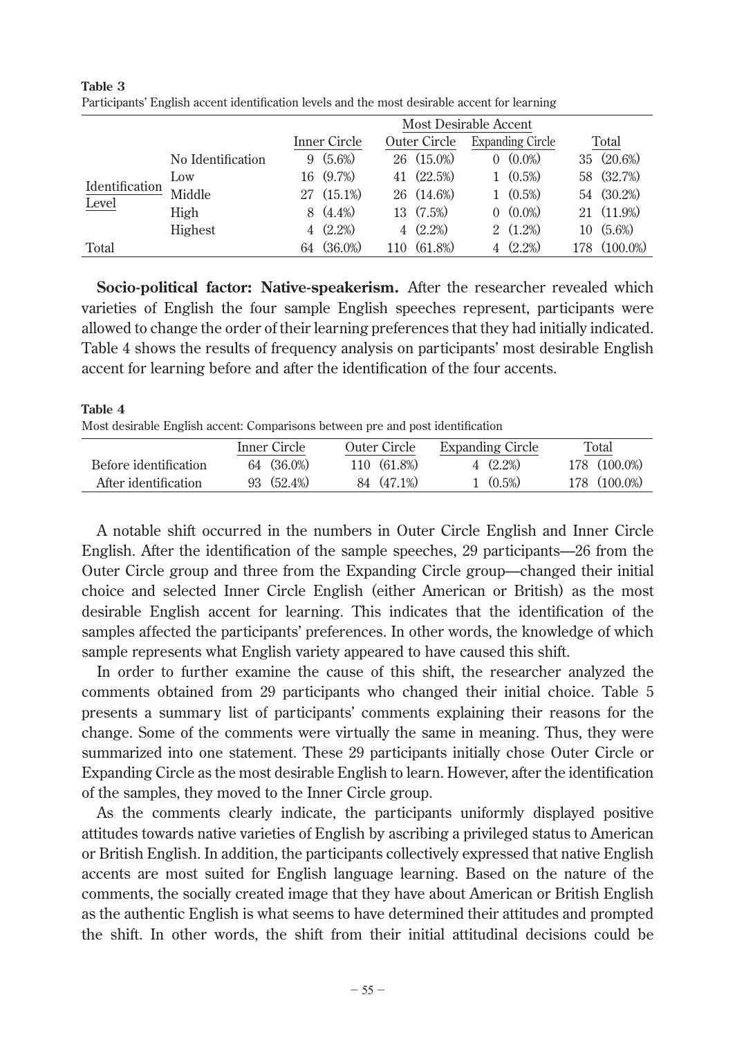**Table 3**
Participants' English accent identification levels and the most desirable accent for learning

| | | Most Desirable Accent | | | |
|---|---|---|---|---|---|
| | | Inner Circle | Outer Circle | Expanding Circle | Total |
| Identification Level | No Identification | 9 (5.6%) | 26 (15.0%) | 0 (0.0%) | 35 (20.6%) |
| | Low | 16 (9.7%) | 41 (22.5%) | 1 (0.5%) | 58 (32.7%) |
| | Middle | 27 (15.1%) | 26 (14.6%) | 1 (0.5%) | 54 (30.2%) |
| | High | 8 (4.4%) | 13 (7.5%) | 0 (0.0%) | 21 (11.9%) |
| | Highest | 4 (2.2%) | 4 (2.2%) | 2 (1.2%) | 10 (5.6%) |
| Total | | 64 (36.0%) | 110 (61.8%) | 4 (2.2%) | 178 (100.0%) |

**Socio-political factor: Native-speakerism.** After the researcher revealed which varieties of English the four sample English speeches represent, participants were allowed to change the order of their learning preferences that they had initially indicated. Table 4 shows the results of frequency analysis on participants' most desirable English accent for learning before and after the identification of the four accents.

**Table 4**
Most desirable English accent: Comparisons between pre and post identification

| | Inner Circle | Outer Circle | Expanding Circle | Total |
|---|---|---|---|---|
| Before identification | 64 (36.0%) | 110 (61.8%) | 4 (2.2%) | 178 (100.0%) |
| After identification | 93 (52.4%) | 84 (47.1%) | 1 (0.5%) | 178 (100.0%) |

A notable shift occurred in the numbers in Outer Circle English and Inner Circle English. After the identification of the sample speeches, 29 participants—26 from the Outer Circle group and three from the Expanding Circle group—changed their initial choice and selected Inner Circle English (either American or British) as the most desirable English accent for learning. This indicates that the identification of the samples affected the participants' preferences. In other words, the knowledge of which sample represents what English variety appeared to have caused this shift.

In order to further examine the cause of this shift, the researcher analyzed the comments obtained from 29 participants who changed their initial choice. Table 5 presents a summary list of participants' comments explaining their reasons for the change. Some of the comments were virtually the same in meaning. Thus, they were summarized into one statement. These 29 participants initially chose Outer Circle or Expanding Circle as the most desirable English to learn. However, after the identification of the samples, they moved to the Inner Circle group.

As the comments clearly indicate, the participants uniformly displayed positive attitudes towards native varieties of English by ascribing a privileged status to American or British English. In addition, the participants collectively expressed that native English accents are most suited for English language learning. Based on the nature of the comments, the socially created image that they have about American or British English as the authentic English is what seems to have determined their attitudes and prompted the shift. In other words, the shift from their initial attitudinal decisions could be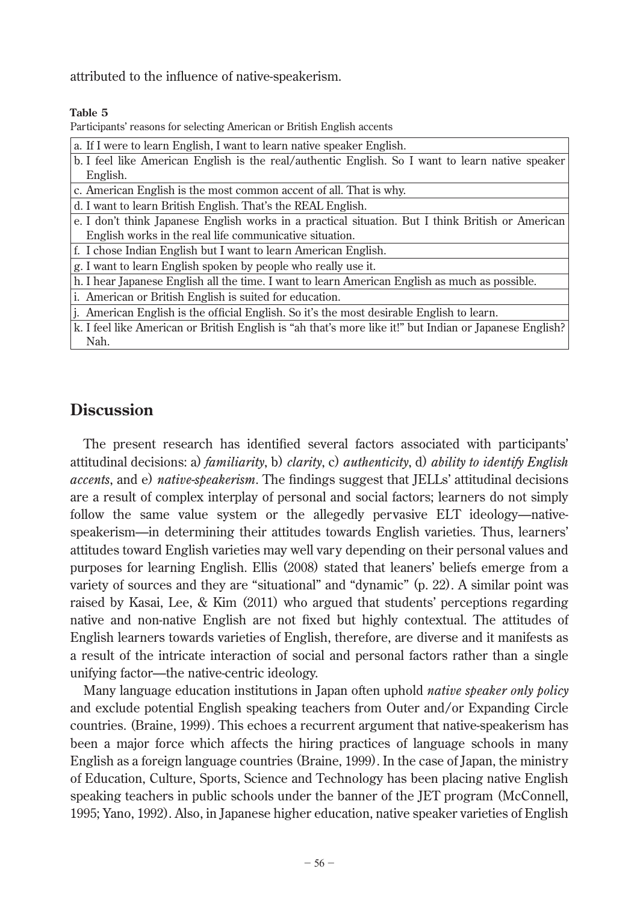attributed to the influence of native-speakerism.

**Table 5**

Participants' reasons for selecting American or British English accents

| |
|---|
| a. If I were to learn English, I want to learn native speaker English. |
| b. I feel like American English is the real/authentic English. So I want to learn native speaker English. |
| c. American English is the most common accent of all. That is why. |
| d. I want to learn British English. That's the REAL English. |
| e. I don't think Japanese English works in a practical situation. But I think British or American English works in the real life communicative situation. |
| f. I chose Indian English but I want to learn American English. |
| g. I want to learn English spoken by people who really use it. |
| h. I hear Japanese English all the time. I want to learn American English as much as possible. |
| i. American or British English is suited for education. |
| j. American English is the official English. So it's the most desirable English to learn. |
| k. I feel like American or British English is "ah that's more like it!" but Indian or Japanese English? Nah. |

## Discussion

The present research has identified several factors associated with participants' attitudinal decisions: a) *familiarity*, b) *clarity*, c) *authenticity*, d) *ability to identify English accents*, and e) *native-speakerism*. The findings suggest that JELLs' attitudinal decisions are a result of complex interplay of personal and social factors; learners do not simply follow the same value system or the allegedly pervasive ELT ideology—native-speakerism—in determining their attitudes towards English varieties. Thus, learners' attitudes toward English varieties may well vary depending on their personal values and purposes for learning English. Ellis (2008) stated that leaners' beliefs emerge from a variety of sources and they are "situational" and "dynamic" (p. 22). A similar point was raised by Kasai, Lee, & Kim (2011) who argued that students' perceptions regarding native and non-native English are not fixed but highly contextual. The attitudes of English learners towards varieties of English, therefore, are diverse and it manifests as a result of the intricate interaction of social and personal factors rather than a single unifying factor—the native-centric ideology.

Many language education institutions in Japan often uphold *native speaker only policy* and exclude potential English speaking teachers from Outer and/or Expanding Circle countries. (Braine, 1999). This echoes a recurrent argument that native-speakerism has been a major force which affects the hiring practices of language schools in many English as a foreign language countries (Braine, 1999). In the case of Japan, the ministry of Education, Culture, Sports, Science and Technology has been placing native English speaking teachers in public schools under the banner of the JET program (McConnell, 1995; Yano, 1992). Also, in Japanese higher education, native speaker varieties of English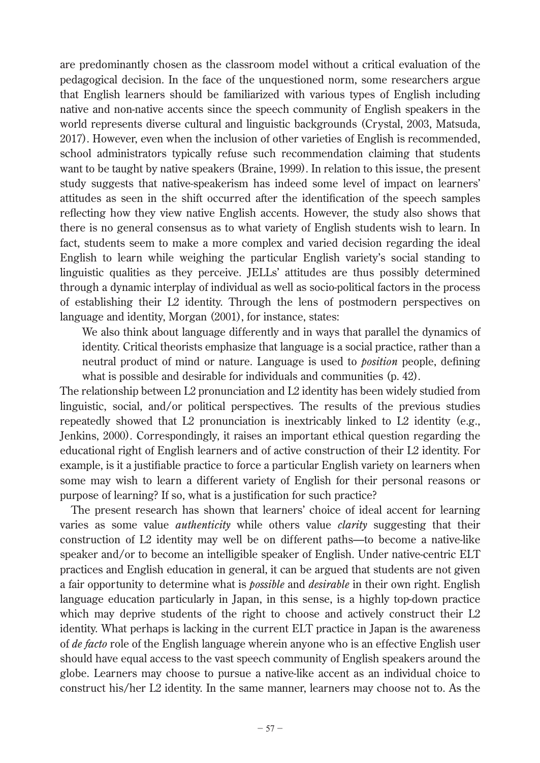are predominantly chosen as the classroom model without a critical evaluation of the pedagogical decision. In the face of the unquestioned norm, some researchers argue that English learners should be familiarized with various types of English including native and non-native accents since the speech community of English speakers in the world represents diverse cultural and linguistic backgrounds (Crystal, 2003, Matsuda, 2017). However, even when the inclusion of other varieties of English is recommended, school administrators typically refuse such recommendation claiming that students want to be taught by native speakers (Braine, 1999). In relation to this issue, the present study suggests that native-speakerism has indeed some level of impact on learners' attitudes as seen in the shift occurred after the identification of the speech samples reflecting how they view native English accents. However, the study also shows that there is no general consensus as to what variety of English students wish to learn. In fact, students seem to make a more complex and varied decision regarding the ideal English to learn while weighing the particular English variety's social standing to linguistic qualities as they perceive. JELLs' attitudes are thus possibly determined through a dynamic interplay of individual as well as socio-political factors in the process of establishing their L2 identity. Through the lens of postmodern perspectives on language and identity, Morgan (2001), for instance, states:

> We also think about language differently and in ways that parallel the dynamics of identity. Critical theorists emphasize that language is a social practice, rather than a neutral product of mind or nature. Language is used to *position* people, defining what is possible and desirable for individuals and communities (p. 42).

The relationship between L2 pronunciation and L2 identity has been widely studied from linguistic, social, and/or political perspectives. The results of the previous studies repeatedly showed that L2 pronunciation is inextricably linked to L2 identity (e.g., Jenkins, 2000). Correspondingly, it raises an important ethical question regarding the educational right of English learners and of active construction of their L2 identity. For example, is it a justifiable practice to force a particular English variety on learners when some may wish to learn a different variety of English for their personal reasons or purpose of learning? If so, what is a justification for such practice?

The present research has shown that learners' choice of ideal accent for learning varies as some value *authenticity* while others value *clarity* suggesting that their construction of L2 identity may well be on different paths—to become a native-like speaker and/or to become an intelligible speaker of English. Under native-centric ELT practices and English education in general, it can be argued that students are not given a fair opportunity to determine what is *possible* and *desirable* in their own right. English language education particularly in Japan, in this sense, is a highly top-down practice which may deprive students of the right to choose and actively construct their L2 identity. What perhaps is lacking in the current ELT practice in Japan is the awareness of *de facto* role of the English language wherein anyone who is an effective English user should have equal access to the vast speech community of English speakers around the globe. Learners may choose to pursue a native-like accent as an individual choice to construct his/her L2 identity. In the same manner, learners may choose not to. As the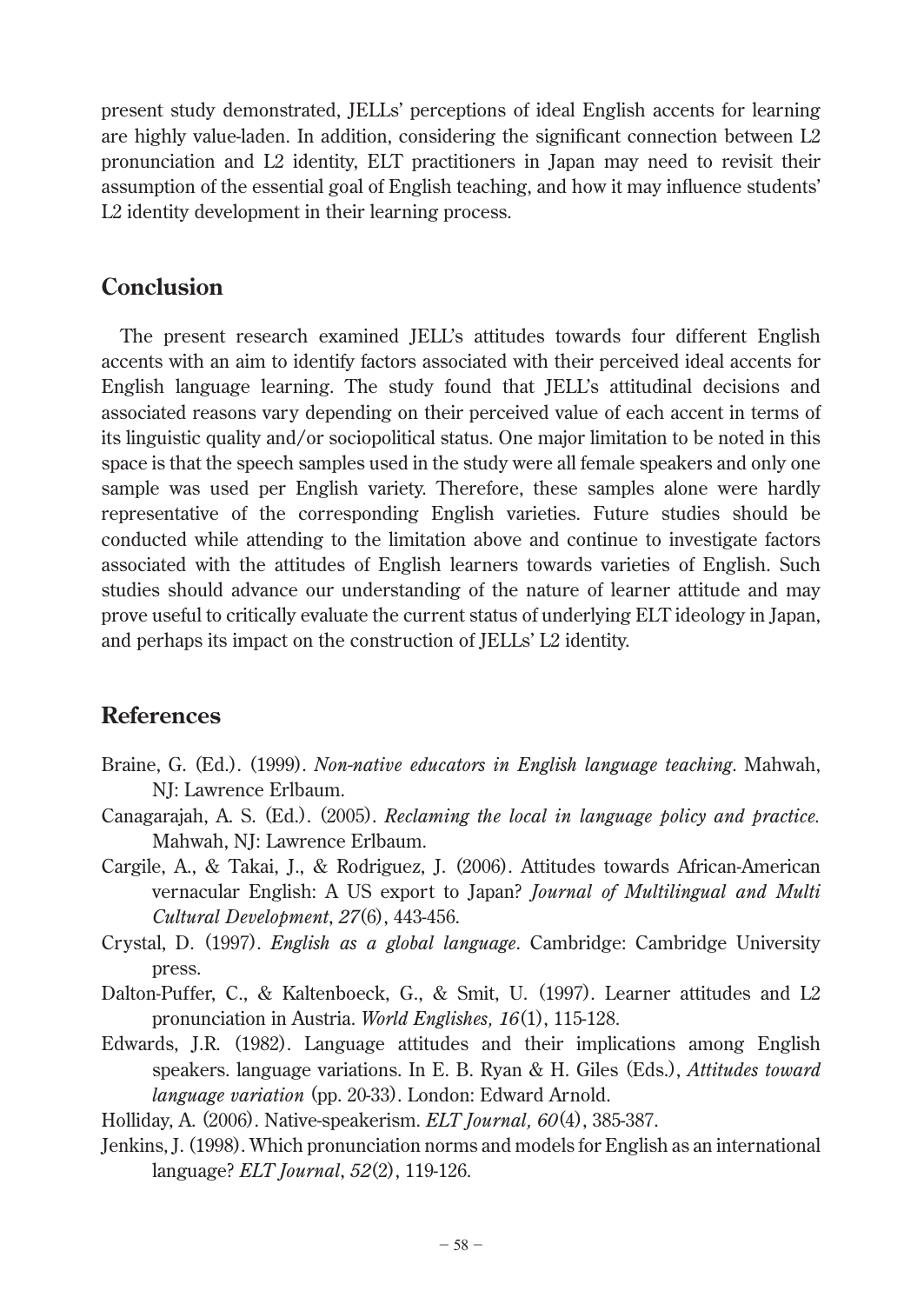present study demonstrated, JELLs' perceptions of ideal English accents for learning are highly value-laden. In addition, considering the significant connection between L2 pronunciation and L2 identity, ELT practitioners in Japan may need to revisit their assumption of the essential goal of English teaching, and how it may influence students' L2 identity development in their learning process.

## Conclusion

The present research examined JELL's attitudes towards four different English accents with an aim to identify factors associated with their perceived ideal accents for English language learning. The study found that JELL's attitudinal decisions and associated reasons vary depending on their perceived value of each accent in terms of its linguistic quality and/or sociopolitical status. One major limitation to be noted in this space is that the speech samples used in the study were all female speakers and only one sample was used per English variety. Therefore, these samples alone were hardly representative of the corresponding English varieties. Future studies should be conducted while attending to the limitation above and continue to investigate factors associated with the attitudes of English learners towards varieties of English. Such studies should advance our understanding of the nature of learner attitude and may prove useful to critically evaluate the current status of underlying ELT ideology in Japan, and perhaps its impact on the construction of JELLs' L2 identity.

## References

Braine, G. (Ed.). (1999). *Non-native educators in English language teaching*. Mahwah, NJ: Lawrence Erlbaum.

Canagarajah, A. S. (Ed.). (2005). *Reclaming the local in language policy and practice.* Mahwah, NJ: Lawrence Erlbaum.

Cargile, A., & Takai, J., & Rodriguez, J. (2006). Attitudes towards African-American vernacular English: A US export to Japan? *Journal of Multilingual and Multi Cultural Development*, *27*(6), 443-456.

Crystal, D. (1997). *English as a global language*. Cambridge: Cambridge University press.

Dalton-Puffer, C., & Kaltenboeck, G., & Smit, U. (1997). Learner attitudes and L2 pronunciation in Austria. *World Englishes, 16*(1), 115-128.

Edwards, J.R. (1982). Language attitudes and their implications among English speakers. language variations. In E. B. Ryan & H. Giles (Eds.), *Attitudes toward language variation* (pp. 20-33). London: Edward Arnold.

Holliday, A. (2006). Native-speakerism. *ELT Journal, 60*(4), 385-387.

Jenkins, J. (1998). Which pronunciation norms and models for English as an international language? *ELT Journal*, *52*(2), 119-126.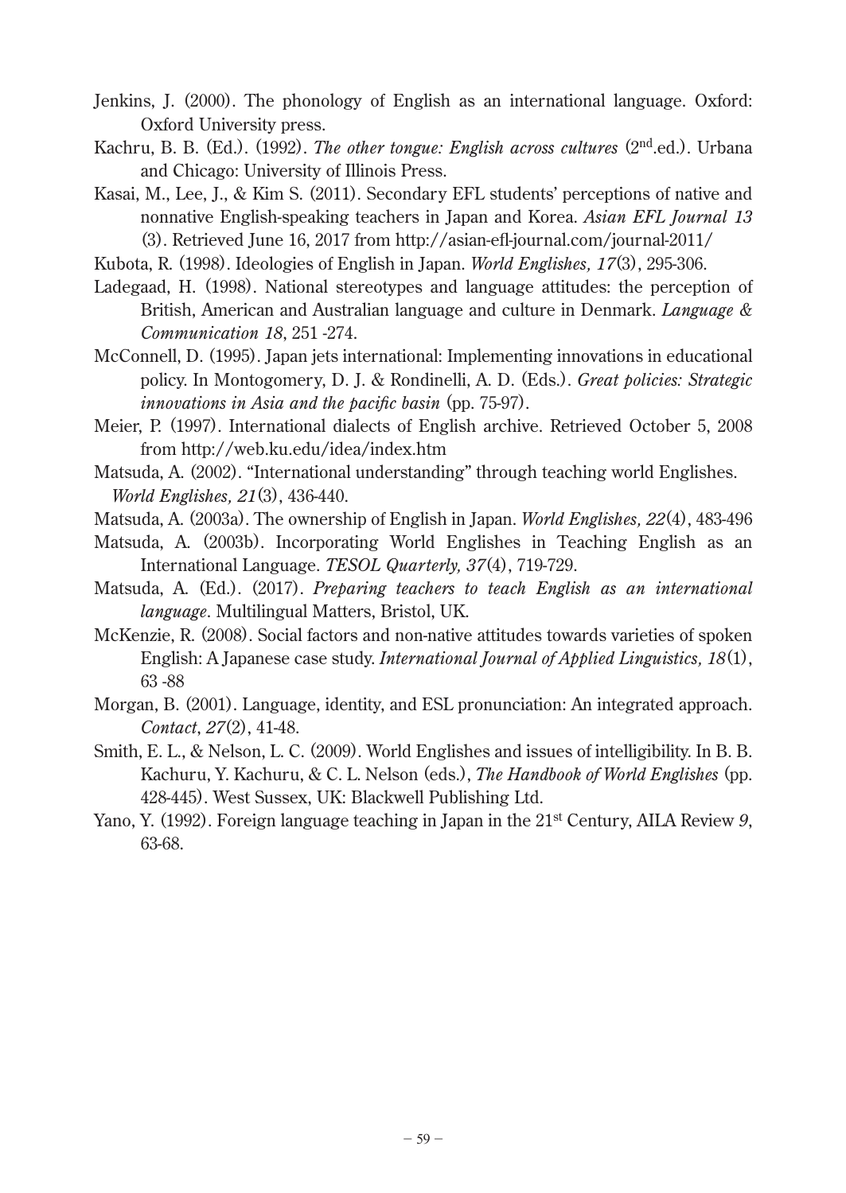Jenkins, J. (2000). The phonology of English as an international language. Oxford: Oxford University press.

Kachru, B. B. (Ed.). (1992). *The other tongue: English across cultures* (2nd.ed.). Urbana and Chicago: University of Illinois Press.

Kasai, M., Lee, J., & Kim S. (2011). Secondary EFL students' perceptions of native and nonnative English-speaking teachers in Japan and Korea. *Asian EFL Journal 13* (3). Retrieved June 16, 2017 from http://asian-efl-journal.com/journal-2011/

Kubota, R. (1998). Ideologies of English in Japan. *World Englishes, 17*(3), 295-306.

Ladegaad, H. (1998). National stereotypes and language attitudes: the perception of British, American and Australian language and culture in Denmark. *Language & Communication 18*, 251 -274.

McConnell, D. (1995). Japan jets international: Implementing innovations in educational policy. In Montogomery, D. J. & Rondinelli, A. D. (Eds.). *Great policies: Strategic innovations in Asia and the pacific basin* (pp. 75-97).

Meier, P. (1997). International dialects of English archive. Retrieved October 5, 2008 from http://web.ku.edu/idea/index.htm

Matsuda, A. (2002). "International understanding" through teaching world Englishes. *World Englishes, 21*(3), 436-440.

Matsuda, A. (2003a). The ownership of English in Japan. *World Englishes, 22*(4), 483-496

Matsuda, A. (2003b). Incorporating World Englishes in Teaching English as an International Language. *TESOL Quarterly, 37*(4), 719-729.

Matsuda, A. (Ed.). (2017). *Preparing teachers to teach English as an international language*. Multilingual Matters, Bristol, UK.

McKenzie, R. (2008). Social factors and non-native attitudes towards varieties of spoken English: A Japanese case study. *International Journal of Applied Linguistics, 18*(1), 63 -88

Morgan, B. (2001). Language, identity, and ESL pronunciation: An integrated approach. *Contact*, *27*(2), 41-48.

Smith, E. L., & Nelson, L. C. (2009). World Englishes and issues of intelligibility. In B. B. Kachuru, Y. Kachuru, & C. L. Nelson (eds.), *The Handbook of World Englishes* (pp. 428-445). West Sussex, UK: Blackwell Publishing Ltd.

Yano, Y. (1992). Foreign language teaching in Japan in the 21st Century, AILA Review *9*, 63-68.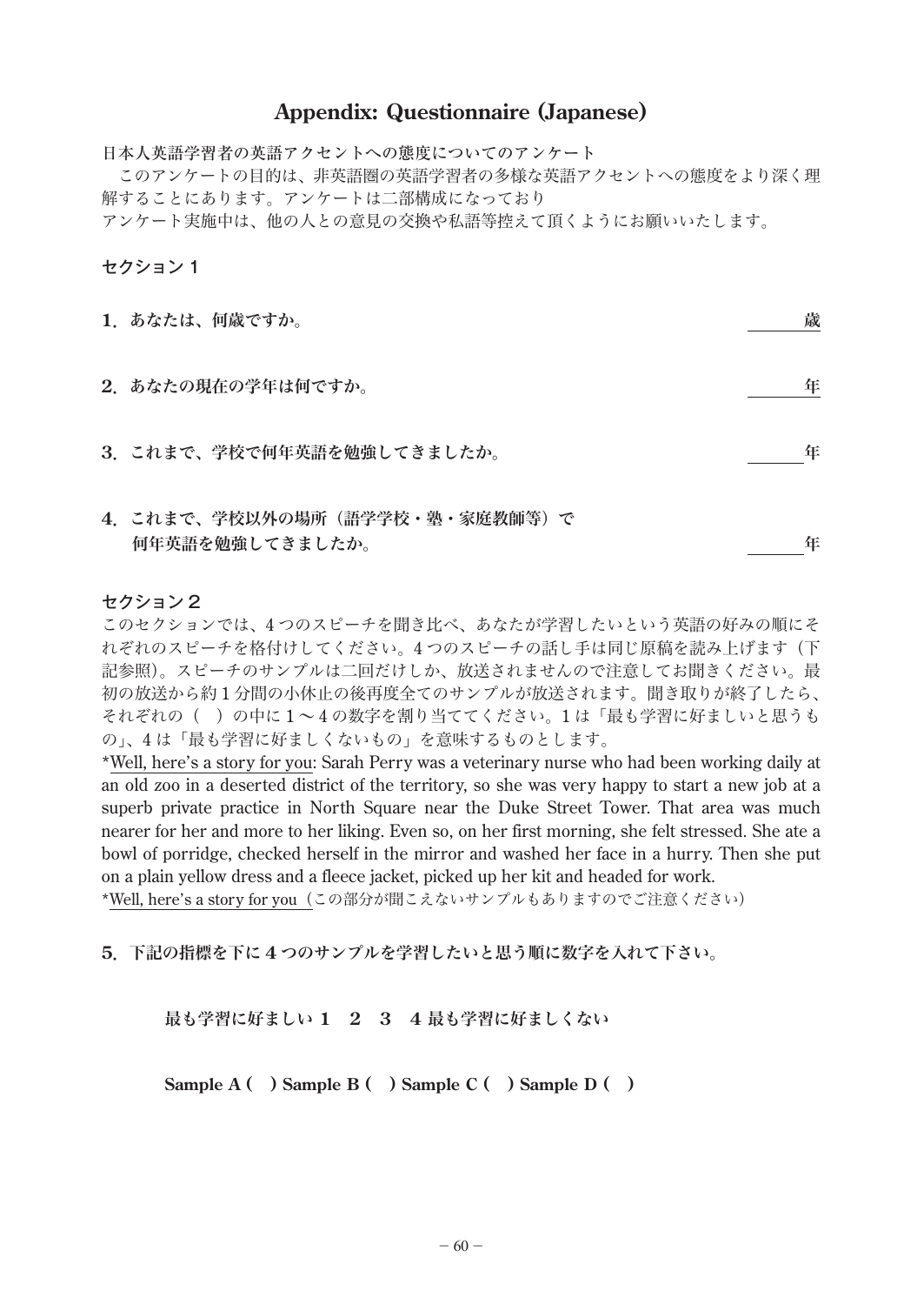# Appendix: Questionnaire (Japanese)

**日本人英語学習者の英語アクセントへの態度についてのアンケート**

このアンケートの目的は、非英語圏の英語学習者の多様な英語アクセントへの態度をより深く理解することにあります。アンケートは二部構成になっており

アンケート実施中は、他の人との意見の交換や私語等控えて頂くようにお願いいたします。

## セクション１

**1．あなたは、何歳ですか。** ＿＿＿＿歳

**2．あなたの現在の学年は何ですか。** ＿＿＿＿年

**3．これまで、学校で何年英語を勉強してきましたか。** ＿＿＿＿年

**4．これまで、学校以外の場所（語学学校・塾・家庭教師等）で何年英語を勉強してきましたか。** ＿＿＿＿年

## セクション２

このセクションでは、4 つのスピーチを聞き比べ、あなたが学習したいという英語の好みの順にそれぞれのスピーチを格付けしてください。4 つのスピーチの話し手は同じ原稿を読み上げます（下記参照）。スピーチのサンプルは二回だけしか、放送されませんので注意してお聞きください。最初の放送から約 1 分間の小休止の後再度全てのサンプルが放送されます。聞き取りが終了したら、それぞれの（　）の中に 1 ～ 4 の数字を割り当ててください。1 は「最も学習に好ましいと思うもの」、4 は「最も学習に好ましくないもの」を意味するものとします。

*<u>Well, here's a story for you</u>: Sarah Perry was a veterinary nurse who had been working daily at an old zoo in a deserted district of the territory, so she was very happy to start a new job at a superb private practice in North Square near the Duke Street Tower. That area was much nearer for her and more to her liking. Even so, on her first morning, she felt stressed. She ate a bowl of porridge, checked herself in the mirror and washed her face in a hurry. Then she put on a plain yellow dress and a fleece jacket, picked up her kit and headed for work.

*<u>Well, here's a story for you</u>（この部分が聞こえないサンプルもありますのでご注意ください）

**5．下記の指標を下に 4 つのサンプルを学習したいと思う順に数字を入れて下さい。**

**最も学習に好ましい 1　2　3　4 最も学習に好ましくない**

**Sample A (　) Sample B (　) Sample C (　) Sample D (　)**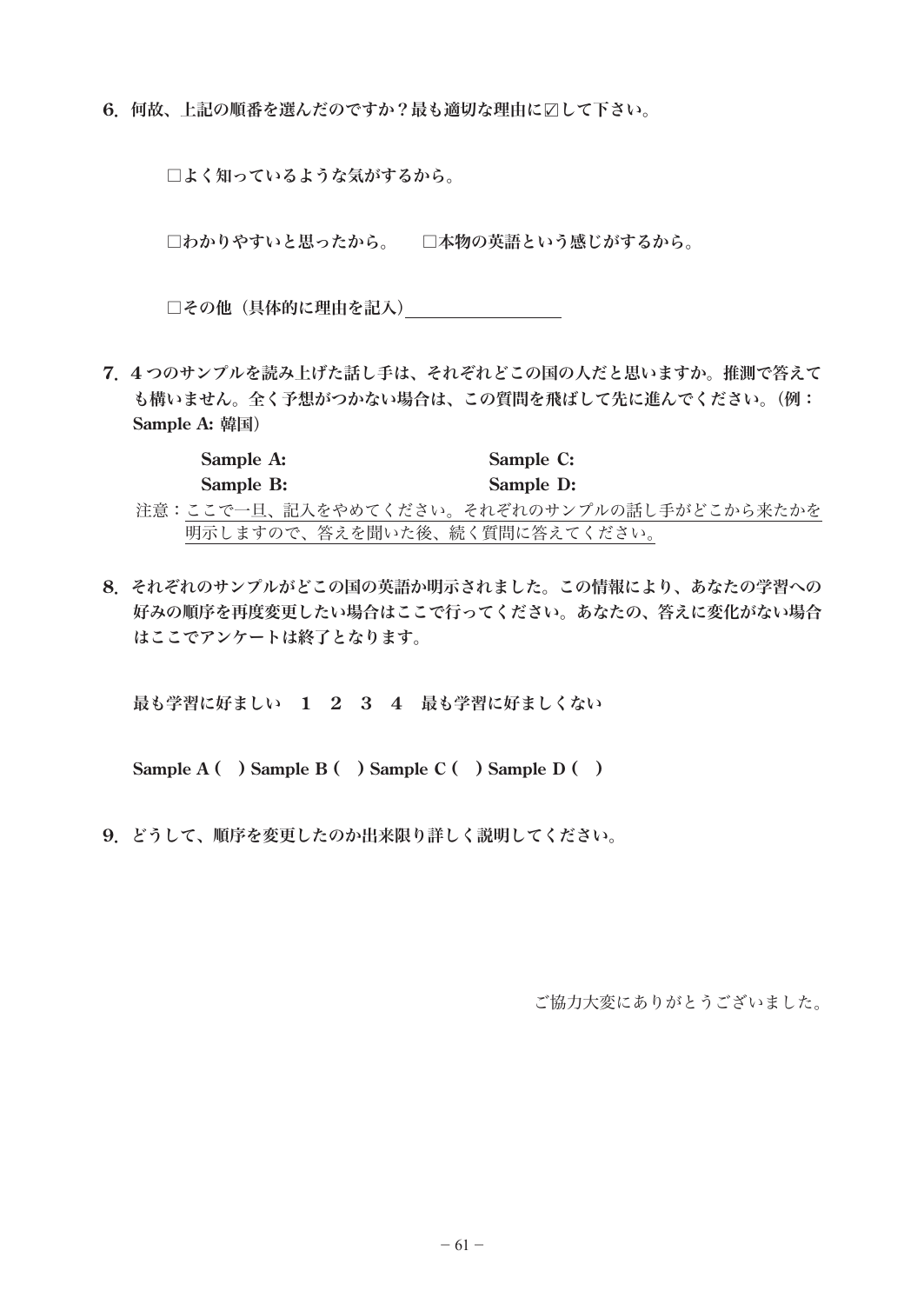**6. 何故、上記の順番を選んだのですか？最も適切な理由に☑して下さい。**

**□よく知っているような気がするから。**

**□わかりやすいと思ったから。　□本物の英語という感じがするから。**

**□その他（具体的に理由を記入）＿＿＿＿＿＿＿＿**

**7. 4つのサンプルを読み上げた話し手は、それぞれどこの国の人だと思いますか。推測で答えても構いません。全く予想がつかない場合は、この質問を飛ばして先に進んでください。（例：Sample A: 韓国）**

**Sample A:**　　　　**Sample C:**

**Sample B:**　　　　**Sample D:**

注意：ここで一旦、記入をやめてください。それぞれのサンプルの話し手がどこから来たかを明示しますので、答えを聞いた後、続く質問に答えてください。

**8. それぞれのサンプルがどこの国の英語か明示されました。この情報により、あなたの学習への好みの順序を再度変更したい場合はここで行ってください。あなたの、答えに変化がない場合はここでアンケートは終了となります。**

**最も学習に好ましい　1　2　3　4　最も学習に好ましくない**

**Sample A (　) Sample B (　) Sample C (　) Sample D (　)**

**9. どうして、順序を変更したのか出来限り詳しく説明してください。**

ご協力大変にありがとうございました。